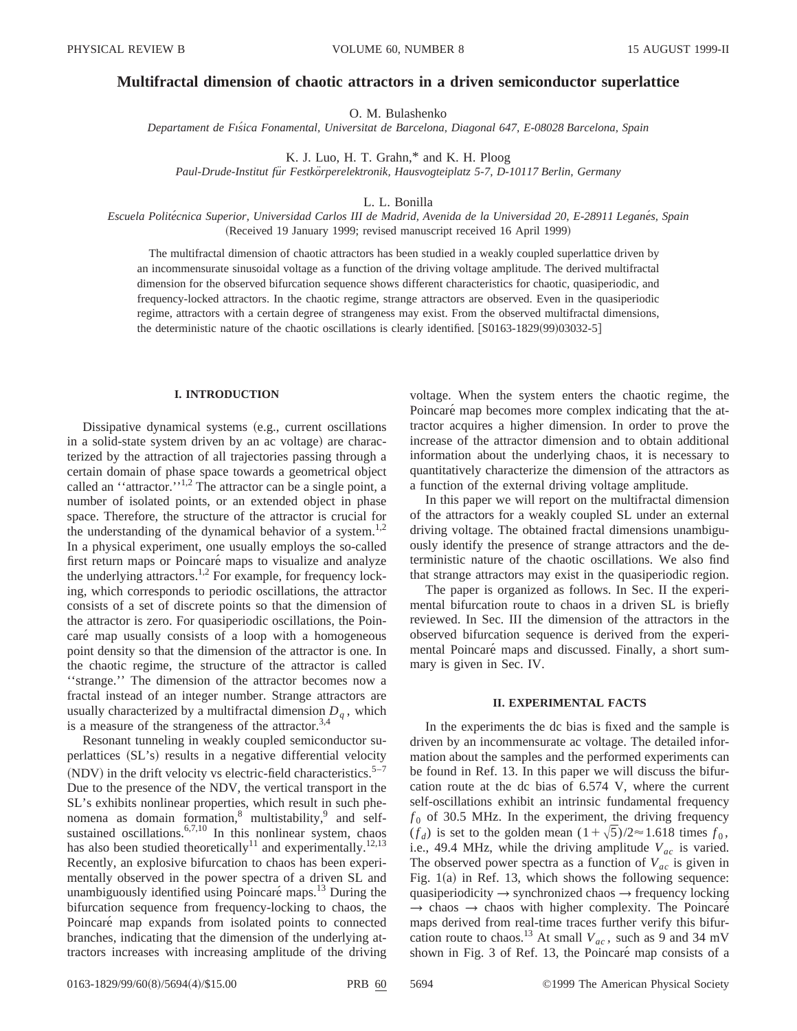# Multifractal dimension of chaotic attractors in a driven semiconductor superlattice

O. M. Bulashenko

*Departament de Física Fonamental, Universitat de Barcelona, Diagonal 647, E-08028 Barcelona, Spain*

K. J. Luo, H. T. Grahn,* and K. H. Ploog

*Paul-Drude-Institut für Festkörperelektronik, Hausvogteiplatz 5-7, D-10117 Berlin, Germany*

L. L. Bonilla

*Escuela Politécnica Superior, Universidad Carlos III de Madrid, Avenida de la Universidad 20, E-28911 Leganés, Spain*

(Received 19 January 1999; revised manuscript received 16 April 1999)

The multifractal dimension of chaotic attractors has been studied in a weakly coupled superlattice driven by an incommensurate sinusoidal voltage as a function of the driving voltage amplitude. The derived multifractal dimension for the observed bifurcation sequence shows different characteristics for chaotic, quasiperiodic, and frequency-locked attractors. In the chaotic regime, strange attractors are observed. Even in the quasiperiodic regime, attractors with a certain degree of strangeness may exist. From the observed multifractal dimensions, the deterministic nature of the chaotic oscillations is clearly identified. [S0163-1829(99)03032-5]

## I. INTRODUCTION

Dissipative dynamical systems (e.g., current oscillations in a solid-state system driven by an ac voltage) are characterized by the attraction of all trajectories passing through a certain domain of phase space towards a geometrical object called an ''attractor.''[1,2] The attractor can be a single point, a number of isolated points, or an extended object in phase space. Therefore, the structure of the attractor is crucial for the understanding of the dynamical behavior of a system.[1,2] In a physical experiment, one usually employs the so-called first return maps or Poincaré maps to visualize and analyze the underlying attractors.[1,2] For example, for frequency locking, which corresponds to periodic oscillations, the attractor consists of a set of discrete points so that the dimension of the attractor is zero. For quasiperiodic oscillations, the Poincaré map usually consists of a loop with a homogeneous point density so that the dimension of the attractor is one. In the chaotic regime, the structure of the attractor is called ''strange.'' The dimension of the attractor becomes now a fractal instead of an integer number. Strange attractors are usually characterized by a multifractal dimension $D_q$, which is a measure of the strangeness of the attractor.[3,4]

Resonant tunneling in weakly coupled semiconductor superlattices (SL's) results in a negative differential velocity (NDV) in the drift velocity vs electric-field characteristics.[5–7] Due to the presence of the NDV, the vertical transport in the SL's exhibits nonlinear properties, which result in such phenomena as domain formation,[8] multistability,[9] and self-sustained oscillations.[6,7,10] In this nonlinear system, chaos has also been studied theoretically[11] and experimentally.[12,13] Recently, an explosive bifurcation to chaos has been experimentally observed in the power spectra of a driven SL and unambiguously identified using Poincaré maps.[13] During the bifurcation sequence from frequency-locking to chaos, the Poincaré map expands from isolated points to connected branches, indicating that the dimension of the underlying attractors increases with increasing amplitude of the driving voltage. When the system enters the chaotic regime, the Poincaré map becomes more complex indicating that the attractor acquires a higher dimension. In order to prove the increase of the attractor dimension and to obtain additional information about the underlying chaos, it is necessary to quantitatively characterize the dimension of the attractors as a function of the external driving voltage amplitude.

In this paper we will report on the multifractal dimension of the attractors for a weakly coupled SL under an external driving voltage. The obtained fractal dimensions unambiguously identify the presence of strange attractors and the deterministic nature of the chaotic oscillations. We also find that strange attractors may exist in the quasiperiodic region.

The paper is organized as follows. In Sec. II the experimental bifurcation route to chaos in a driven SL is briefly reviewed. In Sec. III the dimension of the attractors in the observed bifurcation sequence is derived from the experimental Poincaré maps and discussed. Finally, a short summary is given in Sec. IV.

## II. EXPERIMENTAL FACTS

In the experiments the dc bias is fixed and the sample is driven by an incommensurate ac voltage. The detailed information about the samples and the performed experiments can be found in Ref. 13. In this paper we will discuss the bifurcation route at the dc bias of 6.574 V, where the current self-oscillations exhibit an intrinsic fundamental frequency $f_0$ of 30.5 MHz. In the experiment, the driving frequency ($f_d$) is set to the golden mean $(1+\sqrt{5})/2 \approx 1.618$ times $f_0$, i.e., 49.4 MHz, while the driving amplitude $V_{ac}$ is varied. The observed power spectra as a function of $V_{ac}$ is given in Fig. 1(a) in Ref. 13, which shows the following sequence: quasiperiodicity → synchronized chaos → frequency locking → chaos → chaos with higher complexity. The Poincaré maps derived from real-time traces further verify this bifurcation route to chaos.[13] At small $V_{ac}$, such as 9 and 34 mV shown in Fig. 3 of Ref. 13, the Poincaré map consists of a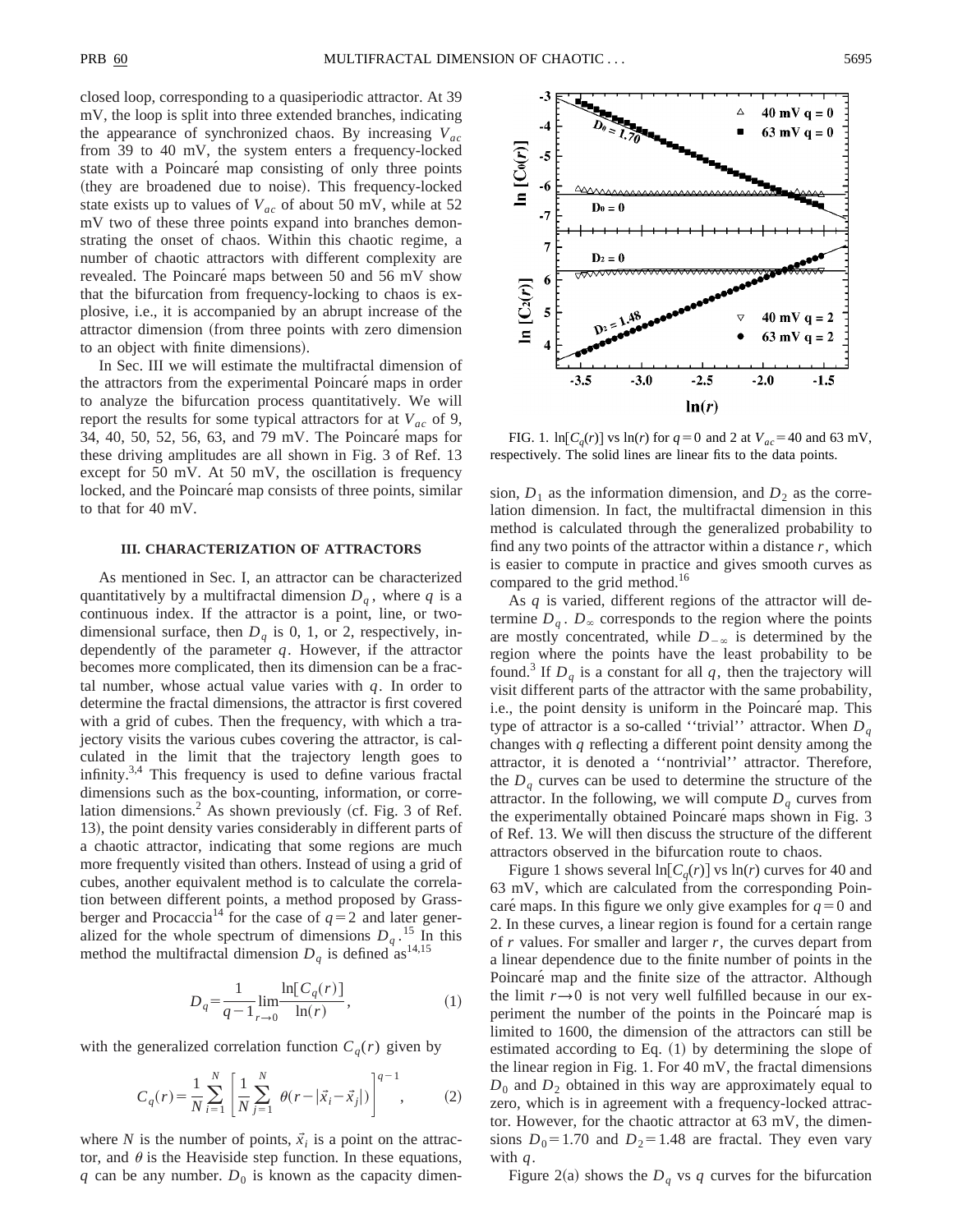closed loop, corresponding to a quasiperiodic attractor. At 39 mV, the loop is split into three extended branches, indicating the appearance of synchronized chaos. By increasing $V_{ac}$ from 39 to 40 mV, the system enters a frequency-locked state with a Poincaré map consisting of only three points (they are broadened due to noise). This frequency-locked state exists up to values of $V_{ac}$ of about 50 mV, while at 52 mV two of these three points expand into branches demonstrating the onset of chaos. Within this chaotic regime, a number of chaotic attractors with different complexity are revealed. The Poincaré maps between 50 and 56 mV show that the bifurcation from frequency-locking to chaos is explosive, i.e., it is accompanied by an abrupt increase of the attractor dimension (from three points with zero dimension to an object with finite dimensions).

In Sec. III we will estimate the multifractal dimension of the attractors from the experimental Poincaré maps in order to analyze the bifurcation process quantitatively. We will report the results for some typical attractors for at $V_{ac}$ of 9, 34, 40, 50, 52, 56, 63, and 79 mV. The Poincaré maps for these driving amplitudes are all shown in Fig. 3 of Ref. 13 except for 50 mV. At 50 mV, the oscillation is frequency locked, and the Poincaré map consists of three points, similar to that for 40 mV.

### III. CHARACTERIZATION OF ATTRACTORS

As mentioned in Sec. I, an attractor can be characterized quantitatively by a multifractal dimension $D_q$, where $q$ is a continuous index. If the attractor is a point, line, or two-dimensional surface, then $D_q$ is 0, 1, or 2, respectively, independently of the parameter $q$. However, if the attractor becomes more complicated, then its dimension can be a fractal number, whose actual value varies with $q$. In order to determine the fractal dimensions, the attractor is first covered with a grid of cubes. Then the frequency, with which a trajectory visits the various cubes covering the attractor, is calculated in the limit that the trajectory length goes to infinity.[3,4] This frequency is used to define various fractal dimensions such as the box-counting, information, or correlation dimensions.[2] As shown previously (cf. Fig. 3 of Ref. 13), the point density varies considerably in different parts of a chaotic attractor, indicating that some regions are much more frequently visited than others. Instead of using a grid of cubes, another equivalent method is to calculate the correlation between different points, a method proposed by Grassberger and Procaccia[14] for the case of $q=2$ and later generalized for the whole spectrum of dimensions $D_q$.[15] In this method the multifractal dimension $D_q$ is defined as[14,15]

$$D_q = \frac{1}{q-1} \lim_{r\to 0} \frac{\ln[C_q(r)]}{\ln(r)}, \tag{1}$$

with the generalized correlation function $C_q(r)$ given by

$$C_q(r) = \frac{1}{N}\sum_{i=1}^{N}\left[\frac{1}{N}\sum_{j=1}^{N}\theta(r-|\vec{x}_i-\vec{x}_j|)\right]^{q-1}, \tag{2}$$

where $N$ is the number of points, $\vec{x}_i$ is a point on the attractor, and $\theta$ is the Heaviside step function. In these equations, $q$ can be any number. $D_0$ is known as the capacity dimension, $D_1$ as the information dimension, and $D_2$ as the correlation dimension. In fact, the multifractal dimension in this method is calculated through the generalized probability to find any two points of the attractor within a distance $r$, which is easier to compute in practice and gives smooth curves as compared to the grid method.[16]

FIG. 1. $\ln[C_q(r)]$ vs $\ln(r)$ for $q=0$ and 2 at $V_{ac}=40$ and 63 mV, respectively. The solid lines are linear fits to the data points.

As $q$ is varied, different regions of the attractor will determine $D_q$. $D_\infty$ corresponds to the region where the points are mostly concentrated, while $D_{-\infty}$ is determined by the region where the points have the least probability to be found.[3] If $D_q$ is a constant for all $q$, then the trajectory will visit different parts of the attractor with the same probability, i.e., the point density is uniform in the Poincaré map. This type of attractor is a so-called ''trivial'' attractor. When $D_q$ changes with $q$ reflecting a different point density among the attractor, it is denoted a ''nontrivial'' attractor. Therefore, the $D_q$ curves can be used to determine the structure of the attractor. In the following, we will compute $D_q$ curves from the experimentally obtained Poincaré maps shown in Fig. 3 of Ref. 13. We will then discuss the structure of the different attractors observed in the bifurcation route to chaos.

Figure 1 shows several $\ln[C_q(r)]$ vs $\ln(r)$ curves for 40 and 63 mV, which are calculated from the corresponding Poincaré maps. In this figure we only give examples for $q=0$ and 2. In these curves, a linear region is found for a certain range of $r$ values. For smaller and larger $r$, the curves depart from a linear dependence due to the finite number of points in the Poincaré map and the finite size of the attractor. Although the limit $r\to 0$ is not very well fulfilled because in our experiment the number of the points in the Poincaré map is limited to 1600, the dimension of the attractors can still be estimated according to Eq. (1) by determining the slope of the linear region in Fig. 1. For 40 mV, the fractal dimensions $D_0$ and $D_2$ obtained in this way are approximately equal to zero, which is in agreement with a frequency-locked attractor. However, for the chaotic attractor at 63 mV, the dimensions $D_0=1.70$ and $D_2=1.48$ are fractal. They even vary with $q$.

Figure 2(a) shows the $D_q$ vs $q$ curves for the bifurcation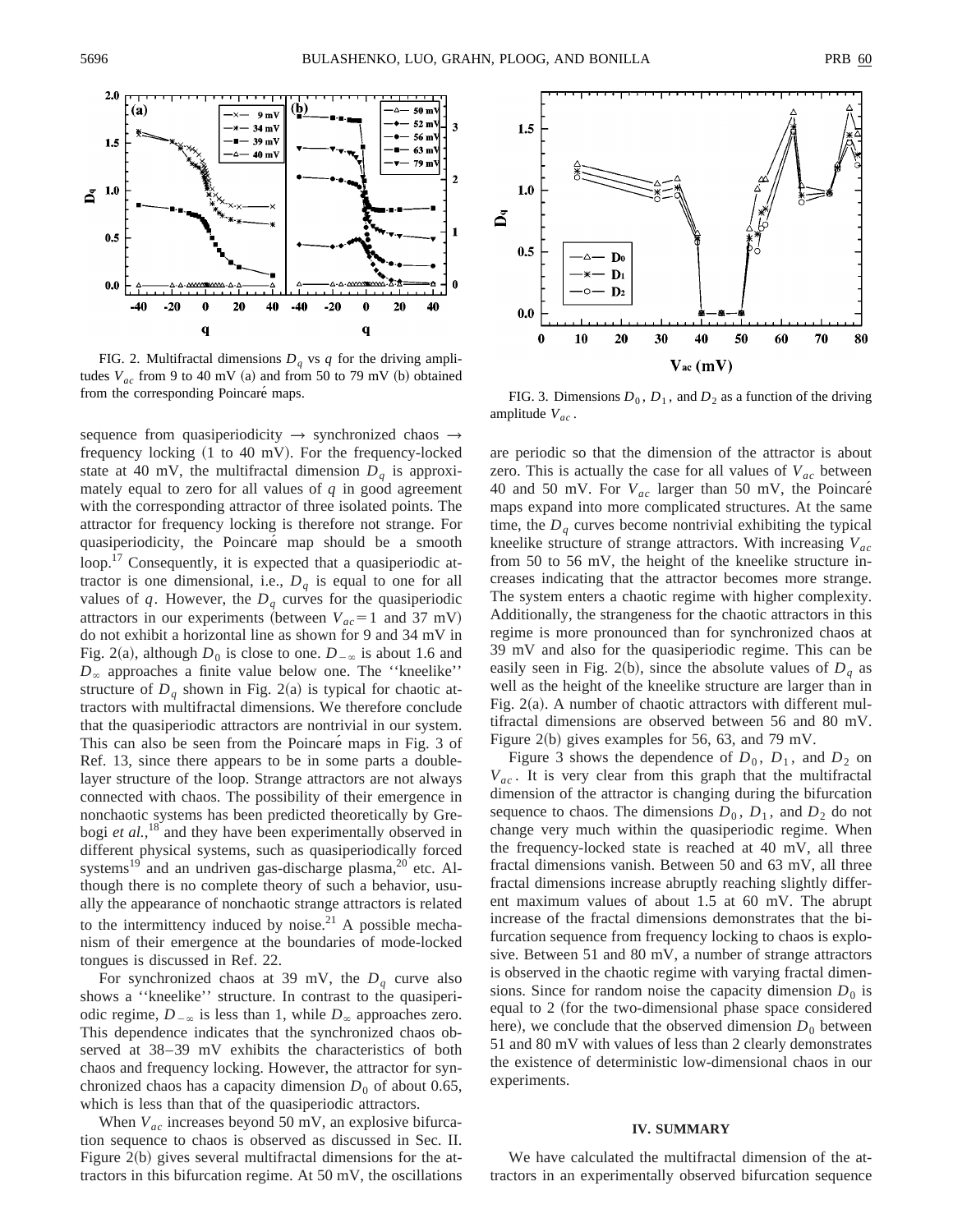FIG. 2. Multifractal dimensions $D_q$ vs $q$ for the driving amplitudes $V_{ac}$ from 9 to 40 mV (a) and from 50 to 79 mV (b) obtained from the corresponding Poincaré maps.

FIG. 3. Dimensions $D_0$, $D_1$, and $D_2$ as a function of the driving amplitude $V_{ac}$.

sequence from quasiperiodicity → synchronized chaos → frequency locking (1 to 40 mV). For the frequency-locked state at 40 mV, the multifractal dimension $D_q$ is approximately equal to zero for all values of $q$ in good agreement with the corresponding attractor of three isolated points. The attractor for frequency locking is therefore not strange. For quasiperiodicity, the Poincaré map should be a smooth loop.[17] Consequently, it is expected that a quasiperiodic attractor is one dimensional, i.e., $D_q$ is equal to one for all values of $q$. However, the $D_q$ curves for the quasiperiodic attractors in our experiments (between $V_{ac}=1$ and 37 mV) do not exhibit a horizontal line as shown for 9 and 34 mV in Fig. 2(a), although $D_0$ is close to one. $D_{-\infty}$ is about 1.6 and $D_{\infty}$ approaches a finite value below one. The ''kneelike'' structure of $D_q$ shown in Fig. 2(a) is typical for chaotic attractors with multifractal dimensions. We therefore conclude that the quasiperiodic attractors are nontrivial in our system. This can also be seen from the Poincaré maps in Fig. 3 of Ref. 13, since there appears to be in some parts a double-layer structure of the loop. Strange attractors are not always connected with chaos. The possibility of their emergence in nonchaotic systems has been predicted theoretically by Grebogi *et al.*,[18] and they have been experimentally observed in different physical systems, such as quasiperiodically forced systems[19] and an undriven gas-discharge plasma,[20] etc. Although there is no complete theory of such a behavior, usually the appearance of nonchaotic strange attractors is related to the intermittency induced by noise.[21] A possible mechanism of their emergence at the boundaries of mode-locked tongues is discussed in Ref. 22.

For synchronized chaos at 39 mV, the $D_q$ curve also shows a ''kneelike'' structure. In contrast to the quasiperiodic regime, $D_{-\infty}$ is less than 1, while $D_{\infty}$ approaches zero. This dependence indicates that the synchronized chaos observed at 38–39 mV exhibits the characteristics of both chaos and frequency locking. However, the attractor for synchronized chaos has a capacity dimension $D_0$ of about 0.65, which is less than that of the quasiperiodic attractors.

When $V_{ac}$ increases beyond 50 mV, an explosive bifurcation sequence to chaos is observed as discussed in Sec. II. Figure 2(b) gives several multifractal dimensions for the attractors in this bifurcation regime. At 50 mV, the oscillations are periodic so that the dimension of the attractor is about zero. This is actually the case for all values of $V_{ac}$ between 40 and 50 mV. For $V_{ac}$ larger than 50 mV, the Poincaré maps expand into more complicated structures. At the same time, the $D_q$ curves become nontrivial exhibiting the typical kneelike structure of strange attractors. With increasing $V_{ac}$ from 50 to 56 mV, the height of the kneelike structure increases indicating that the attractor becomes more strange. The system enters a chaotic regime with higher complexity. Additionally, the strangeness for the chaotic attractors in this regime is more pronounced than for synchronized chaos at 39 mV and also for the quasiperiodic regime. This can be easily seen in Fig. 2(b), since the absolute values of $D_q$ as well as the height of the kneelike structure are larger than in Fig. 2(a). A number of chaotic attractors with different multifractal dimensions are observed between 56 and 80 mV. Figure 2(b) gives examples for 56, 63, and 79 mV.

Figure 3 shows the dependence of $D_0$, $D_1$, and $D_2$ on $V_{ac}$. It is very clear from this graph that the multifractal dimension of the attractor is changing during the bifurcation sequence to chaos. The dimensions $D_0$, $D_1$, and $D_2$ do not change very much within the quasiperiodic regime. When the frequency-locked state is reached at 40 mV, all three fractal dimensions vanish. Between 50 and 63 mV, all three fractal dimensions increase abruptly reaching slightly different maximum values of about 1.5 at 60 mV. The abrupt increase of the fractal dimensions demonstrates that the bifurcation sequence from frequency locking to chaos is explosive. Between 51 and 80 mV, a number of strange attractors is observed in the chaotic regime with varying fractal dimensions. Since for random noise the capacity dimension $D_0$ is equal to 2 (for the two-dimensional phase space considered here), we conclude that the observed dimension $D_0$ between 51 and 80 mV with values of less than 2 clearly demonstrates the existence of deterministic low-dimensional chaos in our experiments.

## IV. SUMMARY

We have calculated the multifractal dimension of the attractors in an experimentally observed bifurcation sequence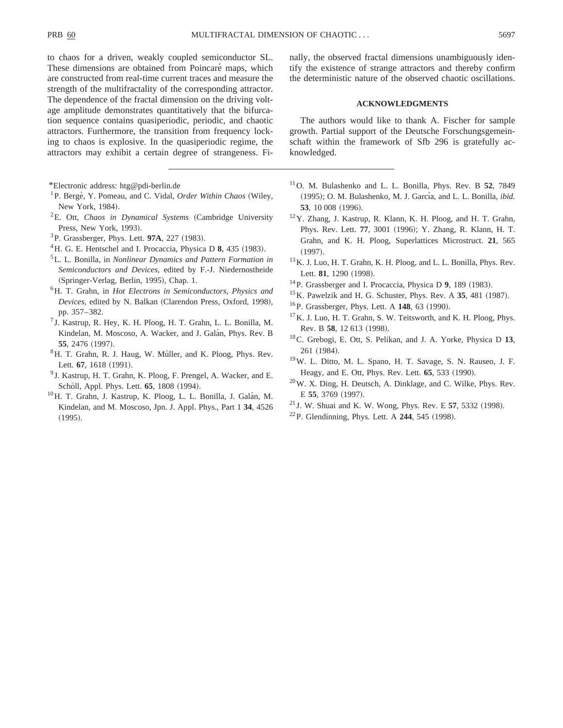to chaos for a driven, weakly coupled semiconductor SL. These dimensions are obtained from Poincaré maps, which are constructed from real-time current traces and measure the strength of the multifractality of the corresponding attractor. The dependence of the fractal dimension on the driving voltage amplitude demonstrates quantitatively that the bifurcation sequence contains quasiperiodic, periodic, and chaotic attractors. Furthermore, the transition from frequency locking to chaos is explosive. In the quasiperiodic regime, the attractors may exhibit a certain degree of strangeness. Finally, the observed fractal dimensions unambiguously identify the existence of strange attractors and thereby confirm the deterministic nature of the observed chaotic oscillations.

## ACKNOWLEDGMENTS

The authors would like to thank A. Fischer for sample growth. Partial support of the Deutsche Forschungsgemeinschaft within the framework of Sfb 296 is gratefully acknowledged.

---

*Electronic address: htg@pdi-berlin.de

[1] P. Bergé, Y. Pomeau, and C. Vidal, *Order Within Chaos* (Wiley, New York, 1984).

[2] E. Ott, *Chaos in Dynamical Systems* (Cambridge University Press, New York, 1993).

[3] P. Grassberger, Phys. Lett. **97A**, 227 (1983).

[4] H. G. E. Hentschel and I. Procaccia, Physica D **8**, 435 (1983).

[5] L. L. Bonilla, in *Nonlinear Dynamics and Pattern Formation in Semiconductors and Devices*, edited by F.-J. Niedernostheide (Springer-Verlag, Berlin, 1995), Chap. 1.

[6] H. T. Grahn, in *Hot Electrons in Semiconductors, Physics and Devices*, edited by N. Balkan (Clarendon Press, Oxford, 1998), pp. 357–382.

[7] J. Kastrup, R. Hey, K. H. Ploog, H. T. Grahn, L. L. Bonilla, M. Kindelan, M. Moscoso, A. Wacker, and J. Galán, Phys. Rev. B **55**, 2476 (1997).

[8] H. T. Grahn, R. J. Haug, W. Müller, and K. Ploog, Phys. Rev. Lett. **67**, 1618 (1991).

[9] J. Kastrup, H. T. Grahn, K. Ploog, F. Prengel, A. Wacker, and E. Schöll, Appl. Phys. Lett. **65**, 1808 (1994).

[10] H. T. Grahn, J. Kastrup, K. Ploog, L. L. Bonilla, J. Galán, M. Kindelan, and M. Moscoso, Jpn. J. Appl. Phys., Part 1 **34**, 4526 (1995).

[11] O. M. Bulashenko and L. L. Bonilla, Phys. Rev. B **52**, 7849 (1995); O. M. Bulashenko, M. J. García, and L. L. Bonilla, *ibid.* **53**, 10 008 (1996).

[12] Y. Zhang, J. Kastrup, R. Klann, K. H. Ploog, and H. T. Grahn, Phys. Rev. Lett. **77**, 3001 (1996); Y. Zhang, R. Klann, H. T. Grahn, and K. H. Ploog, Superlattices Microstruct. **21**, 565 (1997).

[13] K. J. Luo, H. T. Grahn, K. H. Ploog, and L. L. Bonilla, Phys. Rev. Lett. **81**, 1290 (1998).

[14] P. Grassberger and I. Procaccia, Physica D **9**, 189 (1983).

[15] K. Pawelzik and H. G. Schuster, Phys. Rev. A **35**, 481 (1987).

[16] P. Grassberger, Phys. Lett. A **148**, 63 (1990).

[17] K. J. Luo, H. T. Grahn, S. W. Teitsworth, and K. H. Ploog, Phys. Rev. B **58**, 12 613 (1998).

[18] C. Grebogi, E. Ott, S. Pelikan, and J. A. Yorke, Physica D **13**, 261 (1984).

[19] W. L. Ditto, M. L. Spano, H. T. Savage, S. N. Rauseo, J. F. Heagy, and E. Ott, Phys. Rev. Lett. **65**, 533 (1990).

[20] W. X. Ding, H. Deutsch, A. Dinklage, and C. Wilke, Phys. Rev. E **55**, 3769 (1997).

[21] J. W. Shuai and K. W. Wong, Phys. Rev. E **57**, 5332 (1998).

[22] P. Glendinning, Phys. Lett. A **244**, 545 (1998).